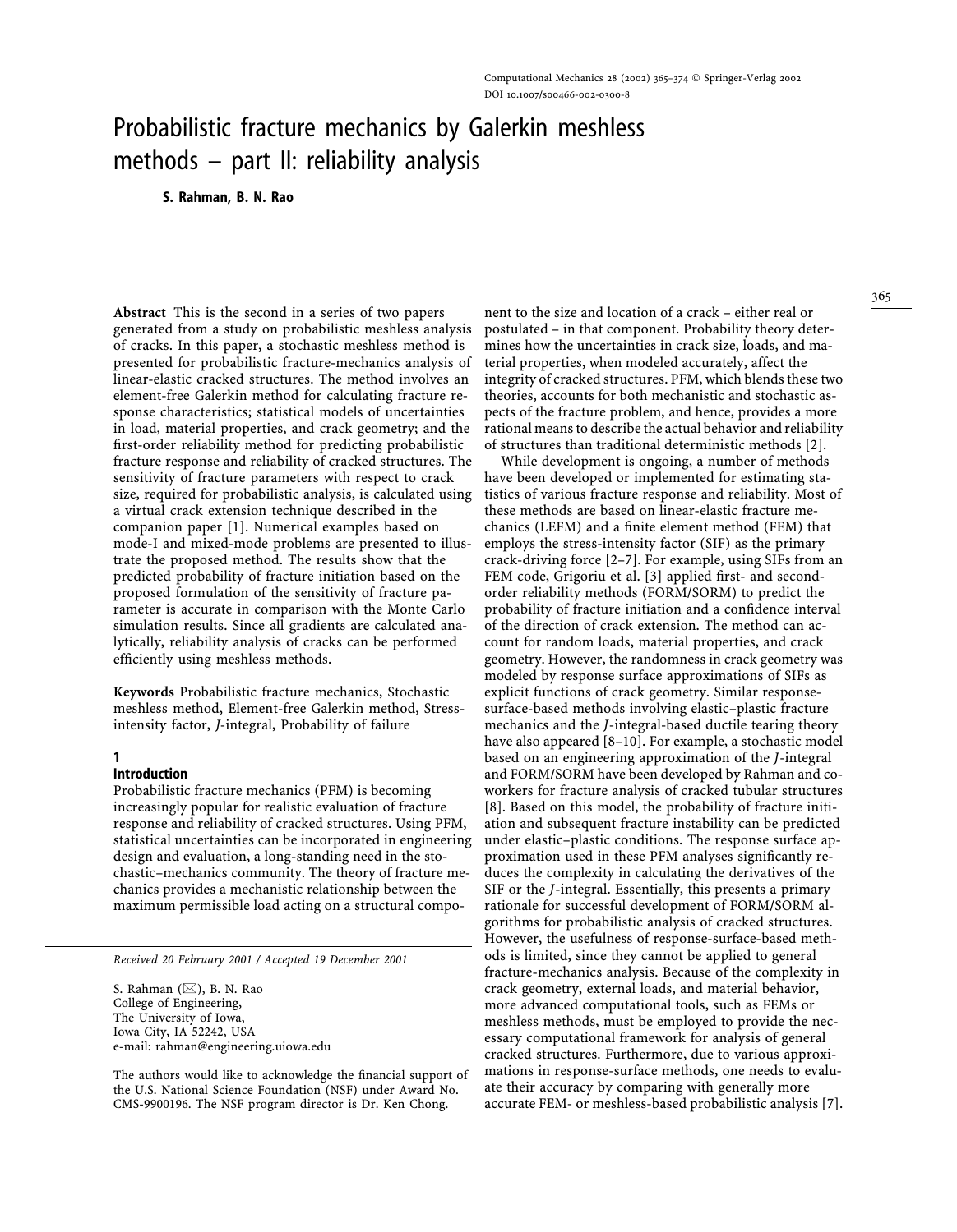# Probabilistic fracture mechanics by Galerkin meshless methods – part II: reliability analysis

**S. Rahman, B. N. Rao**

**Abstract** This is the second in a series of two papers generated from a study on probabilistic meshless analysis of cracks. In this paper, a stochastic meshless method is presented for probabilistic fracture-mechanics analysis of linear-elastic cracked structures. The method involves an element-free Galerkin method for calculating fracture response characteristics; statistical models of uncertainties in load, material properties, and crack geometry; and the first-order reliability method for predicting probabilistic fracture response and reliability of cracked structures. The sensitivity of fracture parameters with respect to crack size, required for probabilistic analysis, is calculated using a virtual crack extension technique described in the companion paper [1]. Numerical examples based on mode-I and mixed-mode problems are presented to illustrate the proposed method. The results show that the predicted probability of fracture initiation based on the proposed formulation of the sensitivity of fracture parameter is accurate in comparison with the Monte Carlo simulation results. Since all gradients are calculated analytically, reliability analysis of cracks can be performed efficiently using meshless methods.

**Keywords** Probabilistic fracture mechanics, Stochastic meshless method, Element-free Galerkin method, Stress-intensity factor, *J*-integral, Probability of failure

## 1 Introduction

Probabilistic fracture mechanics (PFM) is becoming increasingly popular for realistic evaluation of fracture response and reliability of cracked structures. Using PFM, statistical uncertainties can be incorporated in engineering design and evaluation, a long-standing need in the stochastic–mechanics community. The theory of fracture mechanics provides a mechanistic relationship between the maximum permissible load acting on a structural component to the size and location of a crack – either real or postulated – in that component. Probability theory determines how the uncertainties in crack size, loads, and material properties, when modeled accurately, affect the integrity of cracked structures. PFM, which blends these two theories, accounts for both mechanistic and stochastic aspects of the fracture problem, and hence, provides a more rational means to describe the actual behavior and reliability of structures than traditional deterministic methods [2].

While development is ongoing, a number of methods have been developed or implemented for estimating statistics of various fracture response and reliability. Most of these methods are based on linear-elastic fracture mechanics (LEFM) and a finite element method (FEM) that employs the stress-intensity factor (SIF) as the primary crack-driving force [2–7]. For example, using SIFs from an FEM code, Grigoriu et al. [3] applied first- and second-order reliability methods (FORM/SORM) to predict the probability of fracture initiation and a confidence interval of the direction of crack extension. The method can account for random loads, material properties, and crack geometry. However, the randomness in crack geometry was modeled by response surface approximations of SIFs as explicit functions of crack geometry. Similar response-surface-based methods involving elastic–plastic fracture mechanics and the *J*-integral-based ductile tearing theory have also appeared [8–10]. For example, a stochastic model based on an engineering approximation of the *J*-integral and FORM/SORM have been developed by Rahman and coworkers for fracture analysis of cracked tubular structures [8]. Based on this model, the probability of fracture initiation and subsequent fracture instability can be predicted under elastic–plastic conditions. The response surface approximation used in these PFM analyses significantly reduces the complexity in calculating the derivatives of the SIF or the *J*-integral. Essentially, this presents a primary rationale for successful development of FORM/SORM algorithms for probabilistic analysis of cracked structures. However, the usefulness of response-surface-based methods is limited, since they cannot be applied to general fracture-mechanics analysis. Because of the complexity in crack geometry, external loads, and material behavior, more advanced computational tools, such as FEMs or meshless methods, must be employed to provide the necessary computational framework for analysis of general cracked structures. Furthermore, due to various approximations in response-surface methods, one needs to evaluate their accuracy by comparing with generally more accurate FEM- or meshless-based probabilistic analysis [7].

*Received 20 February 2001 / Accepted 19 December 2001*

S. Rahman (✉), B. N. Rao
College of Engineering,
The University of Iowa,
Iowa City, IA 52242, USA
e-mail: rahman@engineering.uiowa.edu

The authors would like to acknowledge the financial support of the U.S. National Science Foundation (NSF) under Award No. CMS-9900196. The NSF program director is Dr. Ken Chong.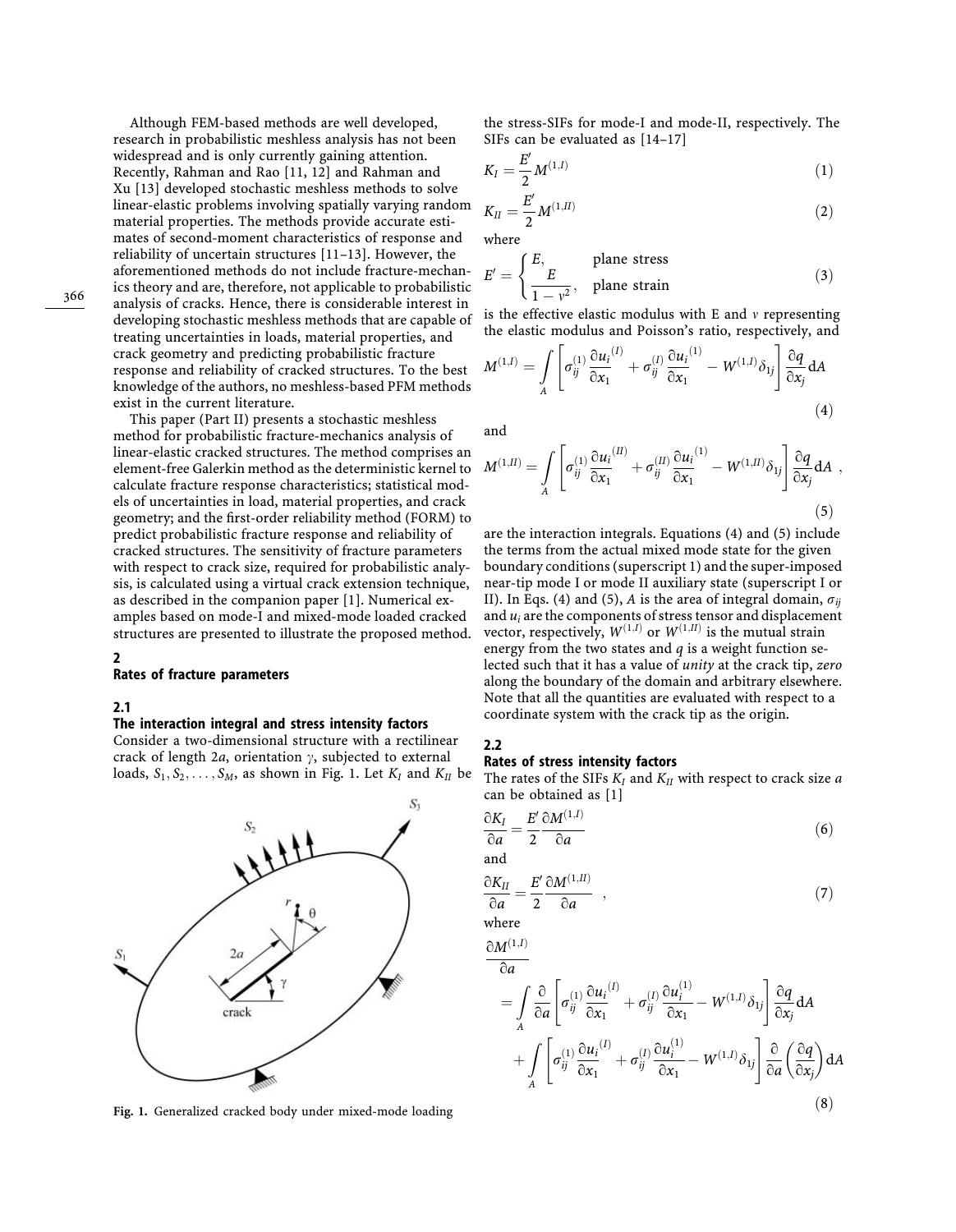Although FEM-based methods are well developed, research in probabilistic meshless analysis has not been widespread and is only currently gaining attention. Recently, Rahman and Rao [11, 12] and Rahman and Xu [13] developed stochastic meshless methods to solve linear-elastic problems involving spatially varying random material properties. The methods provide accurate estimates of second-moment characteristics of response and reliability of uncertain structures [11–13]. However, the aforementioned methods do not include fracture-mechanics theory and are, therefore, not applicable to probabilistic analysis of cracks. Hence, there is considerable interest in developing stochastic meshless methods that are capable of treating uncertainties in loads, material properties, and crack geometry and predicting probabilistic fracture response and reliability of cracked structures. To the best knowledge of the authors, no meshless-based PFM methods exist in the current literature.

This paper (Part II) presents a stochastic meshless method for probabilistic fracture-mechanics analysis of linear-elastic cracked structures. The method comprises an element-free Galerkin method as the deterministic kernel to calculate fracture response characteristics; statistical models of uncertainties in load, material properties, and crack geometry; and the first-order reliability method (FORM) to predict probabilistic fracture response and reliability of cracked structures. The sensitivity of fracture parameters with respect to crack size, required for probabilistic analysis, is calculated using a virtual crack extension technique, as described in the companion paper [1]. Numerical examples based on mode-I and mixed-mode loaded cracked structures are presented to illustrate the proposed method.

## 2 Rates of fracture parameters

### 2.1 The interaction integral and stress intensity factors

Consider a two-dimensional structure with a rectilinear crack of length $2a$, orientation $\gamma$, subjected to external loads, $S_1, S_2, \ldots, S_M$, as shown in Fig. 1. Let $K_I$ and $K_{II}$ be the stress-SIFs for mode-I and mode-II, respectively. The SIFs can be evaluated as [14–17]

$$K_I = \frac{E'}{2} M^{(1,I)} \tag{1}$$

$$K_{II} = \frac{E'}{2} M^{(1,II)} \tag{2}$$

where

$$E' = \begin{cases} E, & \text{plane stress} \\ \dfrac{E}{1-\nu^2}, & \text{plane strain} \end{cases} \tag{3}$$

is the effective elastic modulus with E and $\nu$ representing the elastic modulus and Poisson's ratio, respectively, and

$$M^{(1,I)} = \int_A \left[ \sigma_{ij}^{(1)} \frac{\partial u_i^{(I)}}{\partial x_1} + \sigma_{ij}^{(I)} \frac{\partial u_i^{(1)}}{\partial x_1} - W^{(1,I)} \delta_{1j} \right] \frac{\partial q}{\partial x_j} \mathrm{d}A \tag{4}$$

and

$$M^{(1,II)} = \int_A \left[ \sigma_{ij}^{(1)} \frac{\partial u_i^{(II)}}{\partial x_1} + \sigma_{ij}^{(II)} \frac{\partial u_i^{(1)}}{\partial x_1} - W^{(1,II)} \delta_{1j} \right] \frac{\partial q}{\partial x_j} \mathrm{d}A \ , \tag{5}$$

are the interaction integrals. Equations (4) and (5) include the terms from the actual mixed mode state for the given boundary conditions (superscript 1) and the super-imposed near-tip mode I or mode II auxiliary state (superscript I or II). In Eqs. (4) and (5), $A$ is the area of integral domain, $\sigma_{ij}$ and $u_i$ are the components of stress tensor and displacement vector, respectively, $W^{(1,I)}$ or $W^{(1,II)}$ is the mutual strain energy from the two states and $q$ is a weight function selected such that it has a value of *unity* at the crack tip, *zero* along the boundary of the domain and arbitrary elsewhere. Note that all the quantities are evaluated with respect to a coordinate system with the crack tip as the origin.

Fig. 1. Generalized cracked body under mixed-mode loading

### 2.2 Rates of stress intensity factors

The rates of the SIFs $K_I$ and $K_{II}$ with respect to crack size $a$ can be obtained as [1]

$$\frac{\partial K_I}{\partial a} = \frac{E'}{2} \frac{\partial M^{(1,I)}}{\partial a} \tag{6}$$

and

$$\frac{\partial K_{II}}{\partial a} = \frac{E'}{2} \frac{\partial M^{(1,II)}}{\partial a} \ , \tag{7}$$

where

$$\begin{aligned} \frac{\partial M^{(1,I)}}{\partial a} &= \int_A \frac{\partial}{\partial a} \left[ \sigma_{ij}^{(1)} \frac{\partial u_i^{(I)}}{\partial x_1} + \sigma_{ij}^{(I)} \frac{\partial u_i^{(1)}}{\partial x_1} - W^{(1,I)} \delta_{1j} \right] \frac{\partial q}{\partial x_j} \mathrm{d}A \\ &\quad + \int_A \left[ \sigma_{ij}^{(1)} \frac{\partial u_i^{(I)}}{\partial x_1} + \sigma_{ij}^{(I)} \frac{\partial u_i^{(1)}}{\partial x_1} - W^{(1,I)} \delta_{1j} \right] \frac{\partial}{\partial a} \left( \frac{\partial q}{\partial x_j} \right) \mathrm{d}A \end{aligned} \tag{8}$$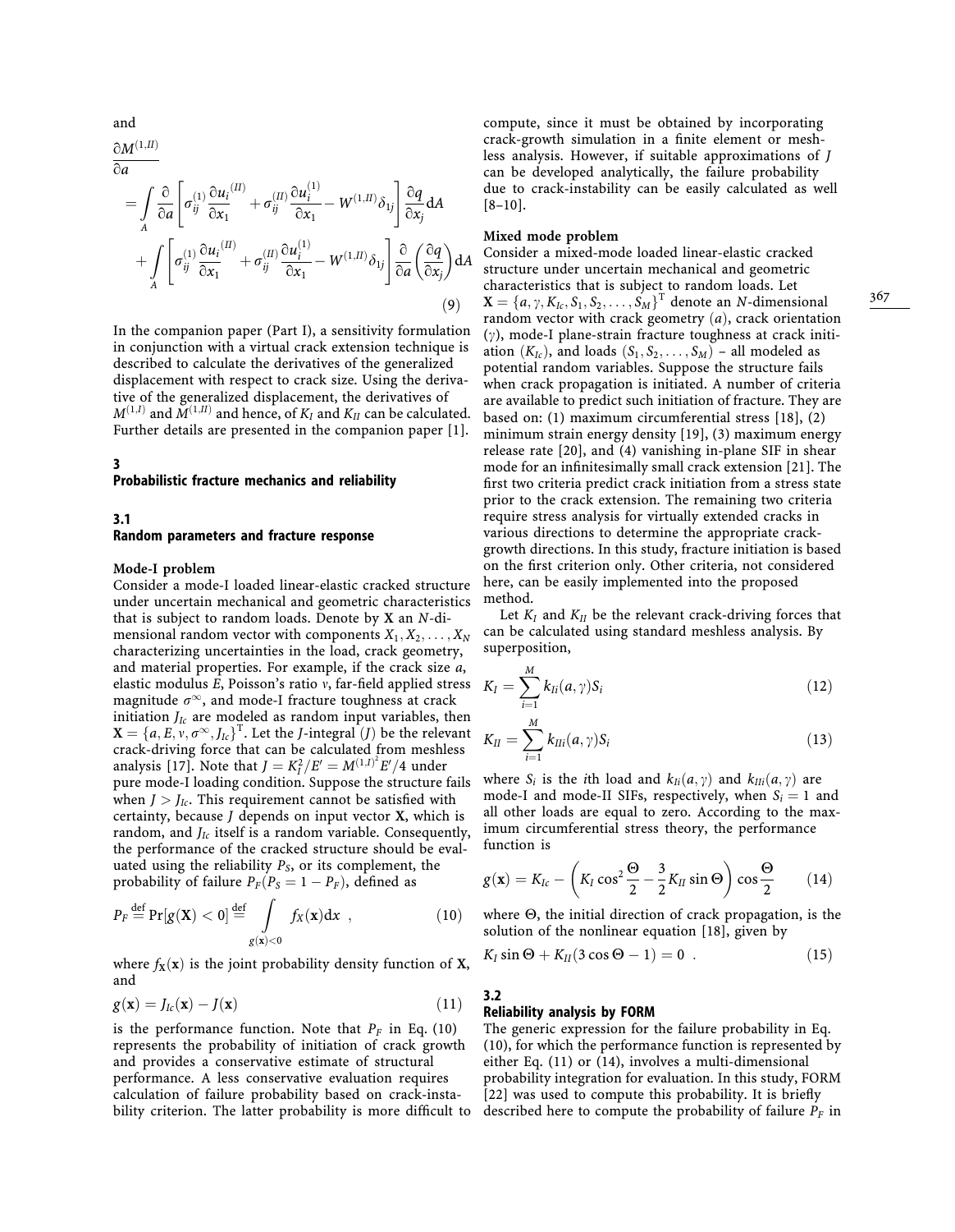and

$$
\begin{aligned}
\frac{\partial M^{(1,II)}}{\partial a} &= \int_A \frac{\partial}{\partial a}\left[\sigma_{ij}^{(1)}\frac{\partial u_i^{(II)}}{\partial x_1} + \sigma_{ij}^{(II)}\frac{\partial u_i^{(1)}}{\partial x_1} - W^{(1,II)}\delta_{1j}\right]\frac{\partial q}{\partial x_j}\mathrm{d}A \\
&\quad + \int_A \left[\sigma_{ij}^{(1)}\frac{\partial u_i^{(II)}}{\partial x_1} + \sigma_{ij}^{(II)}\frac{\partial u_i^{(1)}}{\partial x_1} - W^{(1,II)}\delta_{1j}\right]\frac{\partial}{\partial a}\left(\frac{\partial q}{\partial x_j}\right)\mathrm{d}A
\end{aligned}
\tag{9}
$$

In the companion paper (Part I), a sensitivity formulation in conjunction with a virtual crack extension technique is described to calculate the derivatives of the generalized displacement with respect to crack size. Using the derivative of the generalized displacement, the derivatives of $M^{(1,I)}$ and $M^{(1,II)}$ and hence, of $K_I$ and $K_{II}$ can be calculated. Further details are presented in the companion paper [1].

## 3 Probabilistic fracture mechanics and reliability

### 3.1 Random parameters and fracture response

**Mode-I problem**

Consider a mode-I loaded linear-elastic cracked structure under uncertain mechanical and geometric characteristics that is subject to random loads. Denote by $\mathbf{X}$ an $N$-dimensional random vector with components $X_1, X_2, \ldots, X_N$ characterizing uncertainties in the load, crack geometry, and material properties. For example, if the crack size $a$, elastic modulus $E$, Poisson's ratio $v$, far-field applied stress magnitude $\sigma^{\infty}$, and mode-I fracture toughness at crack initiation $J_{Ic}$ are modeled as random input variables, then $\mathbf{X} = \{a, E, v, \sigma^{\infty}, J_{Ic}\}^{\mathrm{T}}$. Let the $J$-integral ($J$) be the relevant crack-driving force that can be calculated from meshless analysis [17]. Note that $J = K_I^2/E' = M^{(1,I)^2}E'/4$ under pure mode-I loading condition. Suppose the structure fails when $J > J_{Ic}$. This requirement cannot be satisfied with certainty, because $J$ depends on input vector $\mathbf{X}$, which is random, and $J_{Ic}$ itself is a random variable. Consequently, the performance of the cracked structure should be evaluated using the reliability $P_S$, or its complement, the probability of failure $P_F (P_S = 1 - P_F)$, defined as

$$
P_F \stackrel{\text{def}}{=} \Pr[g(\mathbf{X}) < 0] \stackrel{\text{def}}{=} \int_{g(\mathbf{x})<0} f_X(\mathbf{x})\mathrm{d}x \ , \tag{10}
$$

where $f_{\mathbf{X}}(\mathbf{x})$ is the joint probability density function of $\mathbf{X}$, and

$$
g(\mathbf{x}) = J_{Ic}(\mathbf{x}) - J(\mathbf{x}) \tag{11}
$$

is the performance function. Note that $P_F$ in Eq. (10) represents the probability of initiation of crack growth and provides a conservative estimate of structural performance. A less conservative evaluation requires calculation of failure probability based on crack-instability criterion. The latter probability is more difficult to compute, since it must be obtained by incorporating crack-growth simulation in a finite element or meshless analysis. However, if suitable approximations of $J$ can be developed analytically, the failure probability due to crack-instability can be easily calculated as well [8–10].

**Mixed mode problem**

Consider a mixed-mode loaded linear-elastic cracked structure under uncertain mechanical and geometric characteristics that is subject to random loads. Let $\mathbf{X} = \{a, \gamma, K_{Ic}, S_1, S_2, \ldots, S_M\}^{\mathrm{T}}$ denote an $N$-dimensional random vector with crack geometry ($a$), crack orientation ($\gamma$), mode-I plane-strain fracture toughness at crack initiation ($K_{Ic}$), and loads $(S_1, S_2, \ldots, S_M)$ – all modeled as potential random variables. Suppose the structure fails when crack propagation is initiated. A number of criteria are available to predict such initiation of fracture. They are based on: (1) maximum circumferential stress [18], (2) minimum strain energy density [19], (3) maximum energy release rate [20], and (4) vanishing in-plane SIF in shear mode for an infinitesimally small crack extension [21]. The first two criteria predict crack initiation from a stress state prior to the crack extension. The remaining two criteria require stress analysis for virtually extended cracks in various directions to determine the appropriate crack-growth directions. In this study, fracture initiation is based on the first criterion only. Other criteria, not considered here, can be easily implemented into the proposed method.

Let $K_I$ and $K_{II}$ be the relevant crack-driving forces that can be calculated using standard meshless analysis. By superposition,

$$
K_I = \sum_{i=1}^{M} k_{Ii}(a, \gamma) S_i \tag{12}
$$

$$
K_{II} = \sum_{i=1}^{M} k_{IIi}(a, \gamma) S_i \tag{13}
$$

where $S_i$ is the $i$th load and $k_{Ii}(a, \gamma)$ and $k_{IIi}(a, \gamma)$ are mode-I and mode-II SIFs, respectively, when $S_i = 1$ and all other loads are equal to zero. According to the maximum circumferential stress theory, the performance function is

$$
g(\mathbf{x}) = K_{Ic} - \left(K_I \cos^2\frac{\Theta}{2} - \frac{3}{2}K_{II}\sin\Theta\right)\cos\frac{\Theta}{2} \tag{14}
$$

where $\Theta$, the initial direction of crack propagation, is the solution of the nonlinear equation [18], given by

$$
K_I \sin\Theta + K_{II}(3\cos\Theta - 1) = 0 \ . \tag{15}
$$

### 3.2 Reliability analysis by FORM

The generic expression for the failure probability in Eq. (10), for which the performance function is represented by either Eq. (11) or (14), involves a multi-dimensional probability integration for evaluation. In this study, FORM [22] was used to compute this probability. It is briefly described here to compute the probability of failure $P_F$ in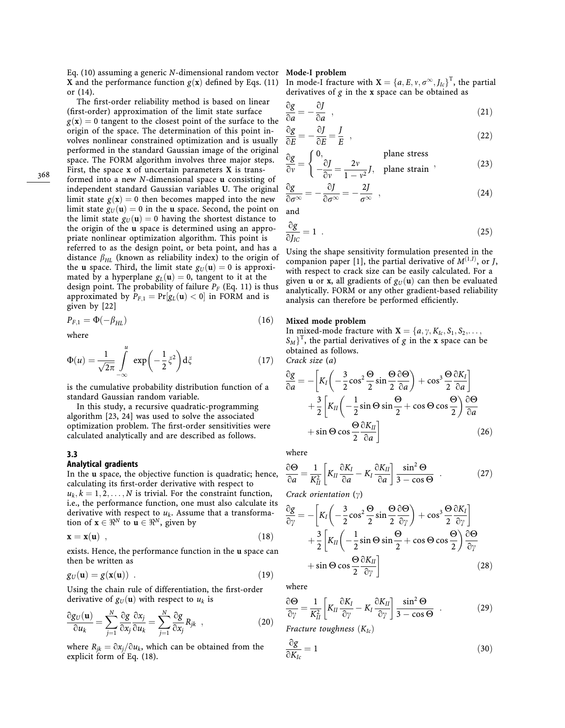Eq. (10) assuming a generic $N$-dimensional random vector $\mathbf{X}$ and the performance function $g(\mathbf{x})$ defined by Eqs. (11) or (14).

The first-order reliability method is based on linear (first-order) approximation of the limit state surface $g(\mathbf{x}) = 0$ tangent to the closest point of the surface to the origin of the space. The determination of this point involves nonlinear constrained optimization and is usually performed in the standard Gaussian image of the original space. The FORM algorithm involves three major steps. First, the space $\mathbf{x}$ of uncertain parameters $\mathbf{X}$ is transformed into a new $N$-dimensional space $\mathbf{u}$ consisting of independent standard Gaussian variables $\mathbf{U}$. The original limit state $g(\mathbf{x}) = 0$ then becomes mapped into the new limit state $g_U(\mathbf{u}) = 0$ in the $\mathbf{u}$ space. Second, the point on the limit state $g_U(\mathbf{u}) = 0$ having the shortest distance to the origin of the $\mathbf{u}$ space is determined using an appropriate nonlinear optimization algorithm. This point is referred to as the design point, or beta point, and has a distance $\beta_{HL}$ (known as reliability index) to the origin of the $\mathbf{u}$ space. Third, the limit state $g_U(\mathbf{u}) = 0$ is approximated by a hyperplane $g_L(\mathbf{u}) = 0$, tangent to it at the design point. The probability of failure $P_F$ (Eq. 11) is thus approximated by $P_{F,1} = \Pr[g_L(\mathbf{u}) < 0]$ in FORM and is given by [22]

$$P_{F,1} = \Phi(-\beta_{HL}) \tag{16}$$

where

$$\Phi(u) = \frac{1}{\sqrt{2\pi}} \int_{-\infty}^{u} \exp\left(-\frac{1}{2}\xi^2\right) \mathrm{d}\xi \tag{17}$$

is the cumulative probability distribution function of a standard Gaussian random variable.

In this study, a recursive quadratic-programming algorithm [23, 24] was used to solve the associated optimization problem. The first-order sensitivities were calculated analytically and are described as follows.

### 3.3 Analytical gradients

In the $\mathbf{u}$ space, the objective function is quadratic; hence, calculating its first-order derivative with respect to $u_k, k = 1, 2, \ldots, N$ is trivial. For the constraint function, i.e., the performance function, one must also calculate its derivative with respect to $u_k$. Assume that a transformation of $\mathbf{x} \in \Re^N$ to $\mathbf{u} \in \Re^N$, given by

$$\mathbf{x} = \mathbf{x}(\mathbf{u}) \ , \tag{18}$$

exists. Hence, the performance function in the $\mathbf{u}$ space can then be written as

$$g_U(\mathbf{u}) = g(\mathbf{x}(\mathbf{u})) \ . \tag{19}$$

Using the chain rule of differentiation, the first-order derivative of $g_U(\mathbf{u})$ with respect to $u_k$ is

$$\frac{\partial g_U(\mathbf{u})}{\partial u_k} = \sum_{j=1}^{N} \frac{\partial g}{\partial x_j} \frac{\partial x_j}{\partial u_k} = \sum_{j=1}^{N} \frac{\partial g}{\partial x_j} R_{jk} \ , \tag{20}$$

where $R_{jk} = \partial x_j / \partial u_k$, which can be obtained from the explicit form of Eq. (18).

#### Mode-I problem

In mode-I fracture with $\mathbf{X} = \{a, E, \nu, \sigma^\infty, J_{Ic}\}^{\mathrm{T}}$, the partial derivatives of $g$ in the $\mathbf{x}$ space can be obtained as

$$\frac{\partial g}{\partial a} = -\frac{\partial J}{\partial a} \ , \tag{21}$$

$$\frac{\partial g}{\partial E} = -\frac{\partial J}{\partial E} = \frac{J}{E} \ , \tag{22}$$

$$\frac{\partial g}{\partial \nu} = \begin{cases} 0, & \text{plane stress} \\ -\dfrac{\partial J}{\partial \nu} = \dfrac{2\nu}{1-\nu^2} J, & \text{plane strain} \end{cases} \ , \tag{23}$$

$$\frac{\partial g}{\partial \sigma^\infty} = -\frac{\partial J}{\partial \sigma^\infty} = -\frac{2J}{\sigma^\infty} \ , \tag{24}$$

and

$$\frac{\partial g}{\partial J_{IC}} = 1 \ . \tag{25}$$

Using the shape sensitivity formulation presented in the companion paper [1], the partial derivative of $M^{(1,I)}$, or $J$, with respect to crack size can be easily calculated. For a given $\mathbf{u}$ or $\mathbf{x}$, all gradients of $g_U(\mathbf{u})$ can then be evaluated analytically. FORM or any other gradient-based reliability analysis can therefore be performed efficiently.

#### Mixed mode problem

In mixed-mode fracture with $\mathbf{X} = \{a, \gamma, K_{Ic}, S_1, S_2, \ldots, S_M\}^{\mathrm{T}}$, the partial derivatives of $g$ in the $\mathbf{x}$ space can be obtained as follows.

*Crack size* ($a$)

$$\begin{aligned} \frac{\partial g}{\partial a} = &-\left[K_I\left(-\frac{3}{2}\cos^2\frac{\Theta}{2}\sin\frac{\Theta}{2}\frac{\partial \Theta}{\partial a}\right) + \cos^3\frac{\Theta}{2}\frac{\partial K_I}{\partial a}\right] \\ &+ \frac{3}{2}\left[K_{II}\left(-\frac{1}{2}\sin\Theta\sin\frac{\Theta}{2} + \cos\Theta\cos\frac{\Theta}{2}\right)\frac{\partial \Theta}{\partial a} \right. \\ &\left. + \sin\Theta\cos\frac{\Theta}{2}\frac{\partial K_{II}}{\partial a}\right] \end{aligned} \tag{26}$$

where

$$\frac{\partial \Theta}{\partial a} = \frac{1}{K_{II}^2}\left[K_{II}\frac{\partial K_I}{\partial a} - K_I\frac{\partial K_{II}}{\partial a}\right]\frac{\sin^2\Theta}{3 - \cos\Theta} \ . \tag{27}$$

*Crack orientation* ($\gamma$)

$$\begin{aligned} \frac{\partial g}{\partial \gamma} = &-\left[K_I\left(-\frac{3}{2}\cos^2\frac{\Theta}{2}\sin\frac{\Theta}{2}\frac{\partial \Theta}{\partial \gamma}\right) + \cos^3\frac{\Theta}{2}\frac{\partial K_I}{\partial \gamma}\right] \\ &+ \frac{3}{2}\left[K_{II}\left(-\frac{1}{2}\sin\Theta\sin\frac{\Theta}{2} + \cos\Theta\cos\frac{\Theta}{2}\right)\frac{\partial \Theta}{\partial \gamma} \right. \\ &\left. + \sin\Theta\cos\frac{\Theta}{2}\frac{\partial K_{II}}{\partial \gamma}\right] \end{aligned} \tag{28}$$

where

$$\frac{\partial \Theta}{\partial \gamma} = \frac{1}{K_{II}^2}\left[K_{II}\frac{\partial K_I}{\partial \gamma} - K_I\frac{\partial K_{II}}{\partial \gamma}\right]\frac{\sin^2\Theta}{3 - \cos\Theta} \ . \tag{29}$$

*Fracture toughness* ($K_{Ic}$)

$$\frac{\partial g}{\partial K_{Ic}} = 1 \tag{30}$$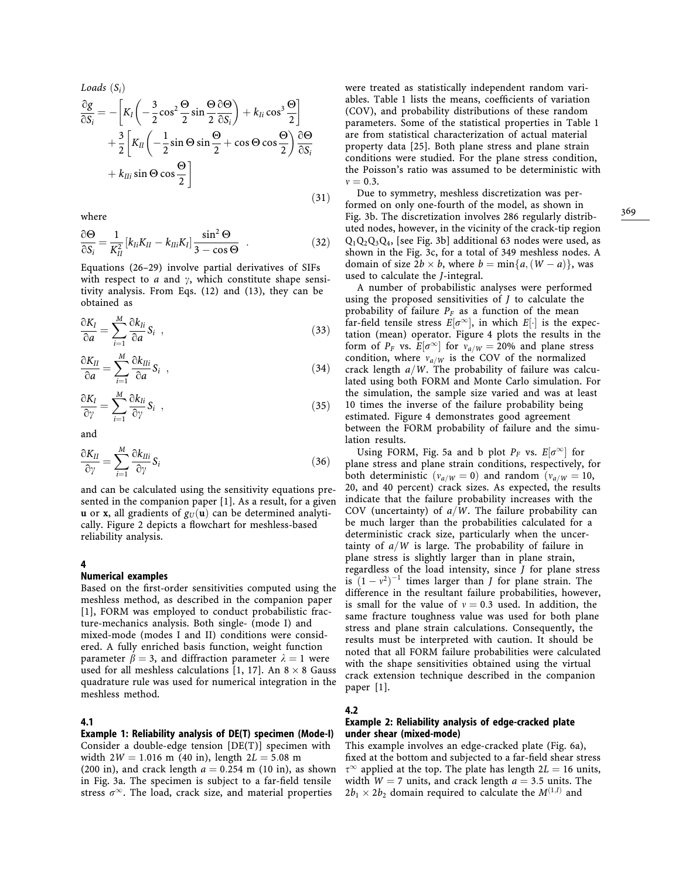*Loads* $(S_i)$

$$\frac{\partial g}{\partial S_i} = -\left[K_I\left(-\frac{3}{2}\cos^2\frac{\Theta}{2}\sin\frac{\Theta}{2}\frac{\partial\Theta}{\partial S_i}\right) + k_{Ii}\cos^3\frac{\Theta}{2}\right] + \frac{3}{2}\left[K_{II}\left(-\frac{1}{2}\sin\Theta\sin\frac{\Theta}{2} + \cos\Theta\cos\frac{\Theta}{2}\right)\frac{\partial\Theta}{\partial S_i} + k_{IIi}\sin\Theta\cos\frac{\Theta}{2}\right] \tag{31}$$

where

$$\frac{\partial\Theta}{\partial S_i} = \frac{1}{K_{II}^2}\left[k_{Ii}K_{II} - k_{IIi}K_I\right]\frac{\sin^2\Theta}{3-\cos\Theta} \ . \tag{32}$$

Equations (26–29) involve partial derivatives of SIFs with respect to $a$ and $\gamma$, which constitute shape sensitivity analysis. From Eqs. (12) and (13), they can be obtained as

$$\frac{\partial K_I}{\partial a} = \sum_{i=1}^{M}\frac{\partial k_{Ii}}{\partial a}S_i \ , \tag{33}$$

$$\frac{\partial K_{II}}{\partial a} = \sum_{i=1}^{M}\frac{\partial k_{IIi}}{\partial a}S_i \ , \tag{34}$$

$$\frac{\partial K_I}{\partial \gamma} = \sum_{i=1}^{M}\frac{\partial k_{Ii}}{\partial \gamma}S_i \ , \tag{35}$$

and

$$\frac{\partial K_{II}}{\partial \gamma} = \sum_{i=1}^{M}\frac{\partial k_{IIi}}{\partial \gamma}S_i \tag{36}$$

and can be calculated using the sensitivity equations presented in the companion paper [1]. As a result, for a given $\mathbf{u}$ or $\mathbf{x}$, all gradients of $g_U(\mathbf{u})$ can be determined analytically. Figure 2 depicts a flowchart for meshless-based reliability analysis.

## 4 Numerical examples

Based on the first-order sensitivities computed using the meshless method, as described in the companion paper [1], FORM was employed to conduct probabilistic fracture-mechanics analysis. Both single- (mode I) and mixed-mode (modes I and II) conditions were considered. A fully enriched basis function, weight function parameter $\beta = 3$, and diffraction parameter $\lambda = 1$ were used for all meshless calculations [1, 17]. An $8 \times 8$ Gauss quadrature rule was used for numerical integration in the meshless method.

### 4.1 Example 1: Reliability analysis of DE(T) specimen (Mode-I)

Consider a double-edge tension [DE(T)] specimen with width $2W = 1.016$ m (40 in), length $2L = 5.08$ m (200 in), and crack length $a = 0.254$ m (10 in), as shown in Fig. 3a. The specimen is subject to a far-field tensile stress $\sigma^\infty$. The load, crack size, and material properties were treated as statistically independent random variables. Table 1 lists the means, coefficients of variation (COV), and probability distributions of these random parameters. Some of the statistical properties in Table 1 are from statistical characterization of actual material property data [25]. Both plane stress and plane strain conditions were studied. For the plane stress condition, the Poisson's ratio was assumed to be deterministic with $\nu = 0.3$.

Due to symmetry, meshless discretization was performed on only one-fourth of the model, as shown in Fig. 3b. The discretization involves 286 regularly distributed nodes, however, in the vicinity of the crack-tip region $Q_1Q_2Q_3Q_4$, [see Fig. 3b] additional 63 nodes were used, as shown in the Fig. 3c, for a total of 349 meshless nodes. A domain of size $2b \times b$, where $b = \min\{a, (W-a)\}$, was used to calculate the $J$-integral.

A number of probabilistic analyses were performed using the proposed sensitivities of $J$ to calculate the probability of failure $P_F$ as a function of the mean far-field tensile stress $E[\sigma^\infty]$, in which $E[\cdot]$ is the expectation (mean) operator. Figure 4 plots the results in the form of $P_F$ vs. $E[\sigma^\infty]$ for $v_{a/W} = 20\%$ and plane stress condition, where $v_{a/W}$ is the COV of the normalized crack length $a/W$. The probability of failure was calculated using both FORM and Monte Carlo simulation. For the simulation, the sample size varied and was at least 10 times the inverse of the failure probability being estimated. Figure 4 demonstrates good agreement between the FORM probability of failure and the simulation results.

Using FORM, Fig. 5a and b plot $P_F$ vs. $E[\sigma^\infty]$ for plane stress and plane strain conditions, respectively, for both deterministic ($v_{a/W} = 0$) and random ($v_{a/W} = 10$, 20, and 40 percent) crack sizes. As expected, the results indicate that the failure probability increases with the COV (uncertainty) of $a/W$. The failure probability can be much larger than the probabilities calculated for a deterministic crack size, particularly when the uncertainty of $a/W$ is large. The probability of failure in plane stress is slightly larger than in plane strain, regardless of the load intensity, since $J$ for plane stress is $(1-\nu^2)^{-1}$ times larger than $J$ for plane strain. The difference in the resultant failure probabilities, however, is small for the value of $\nu = 0.3$ used. In addition, the same fracture toughness value was used for both plane stress and plane strain calculations. Consequently, the results must be interpreted with caution. It should be noted that all FORM failure probabilities were calculated with the shape sensitivities obtained using the virtual crack extension technique described in the companion paper [1].

### 4.2 Example 2: Reliability analysis of edge-cracked plate under shear (mixed-mode)

This example involves an edge-cracked plate (Fig. 6a), fixed at the bottom and subjected to a far-field shear stress $\tau^\infty$ applied at the top. The plate has length $2L = 16$ units, width $W = 7$ units, and crack length $a = 3.5$ units. The $2b_1 \times 2b_2$ domain required to calculate the $M^{(1,I)}$ and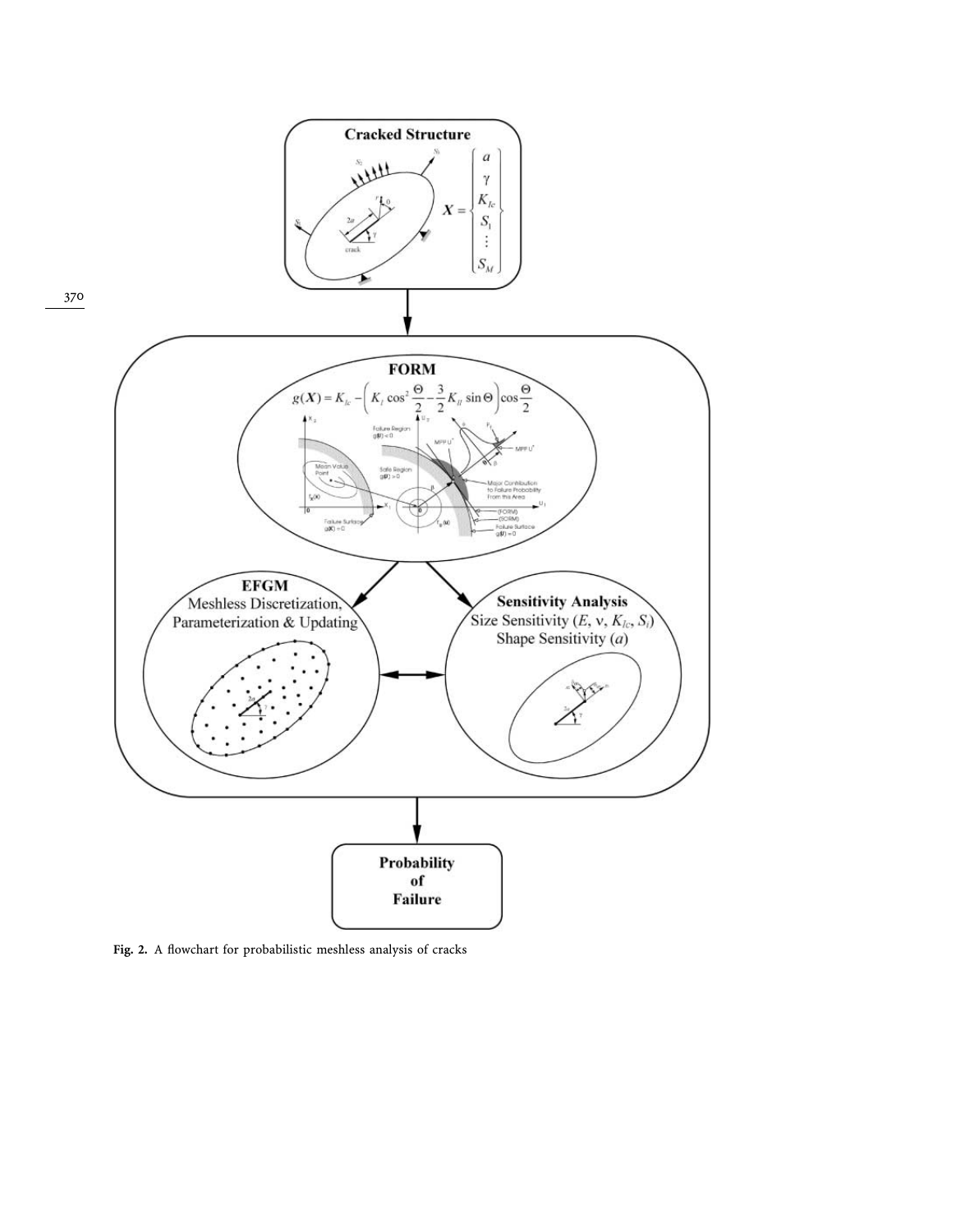Fig. 2. A flowchart for probabilistic meshless analysis of cracks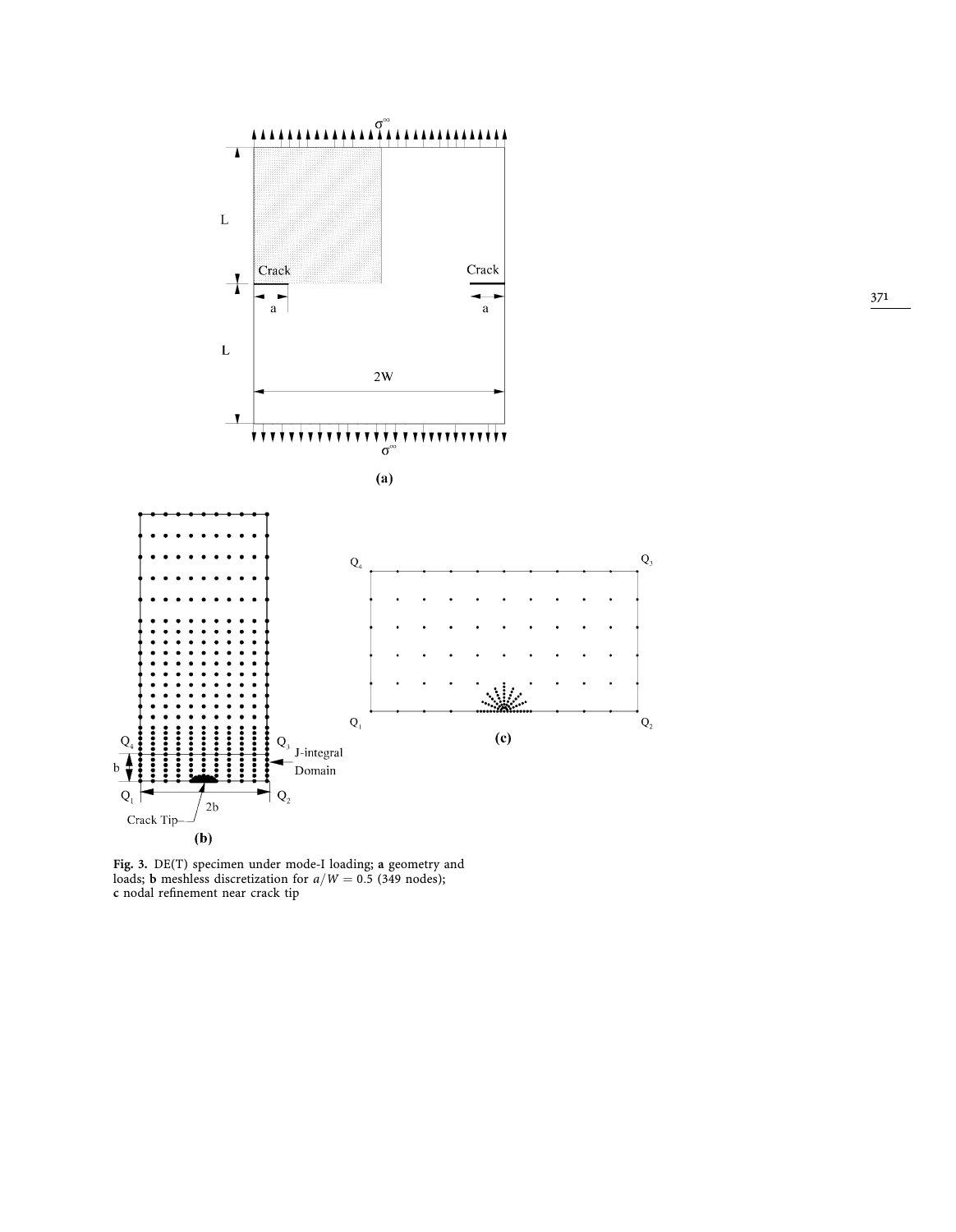Fig. 3. DE(T) specimen under mode-I loading; **a** geometry and loads; **b** meshless discretization for $a/W = 0.5$ (349 nodes); **c** nodal refinement near crack tip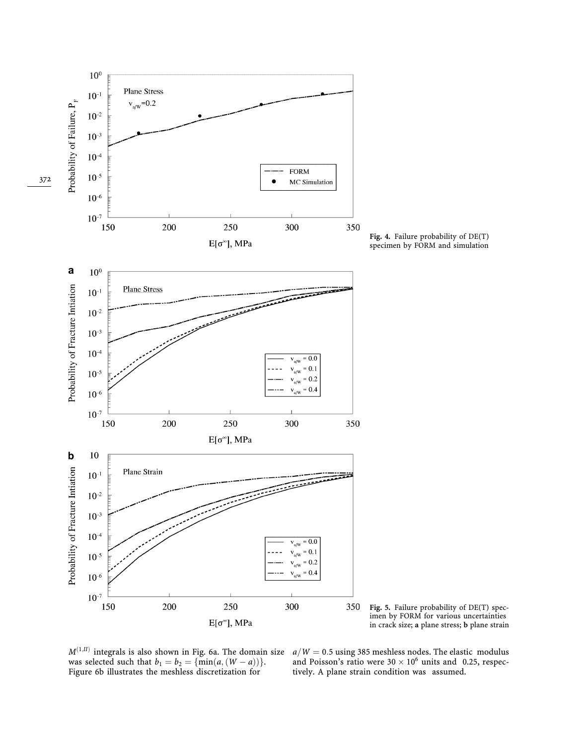Fig. 4. Failure probability of DE(T) specimen by FORM and simulation

Fig. 5. Failure probability of DE(T) specimen by FORM for various uncertainties in crack size; **a** plane stress; **b** plane strain

$M^{(1,II)}$ integrals is also shown in Fig. 6a. The domain size was selected such that $b_1 = b_2 = \{\min(a, (W - a))\}$. Figure 6b illustrates the meshless discretization for $a/W = 0.5$ using 385 meshless nodes. The elastic modulus and Poisson's ratio were $30 \times 10^6$ units and 0.25, respectively. A plane strain condition was assumed.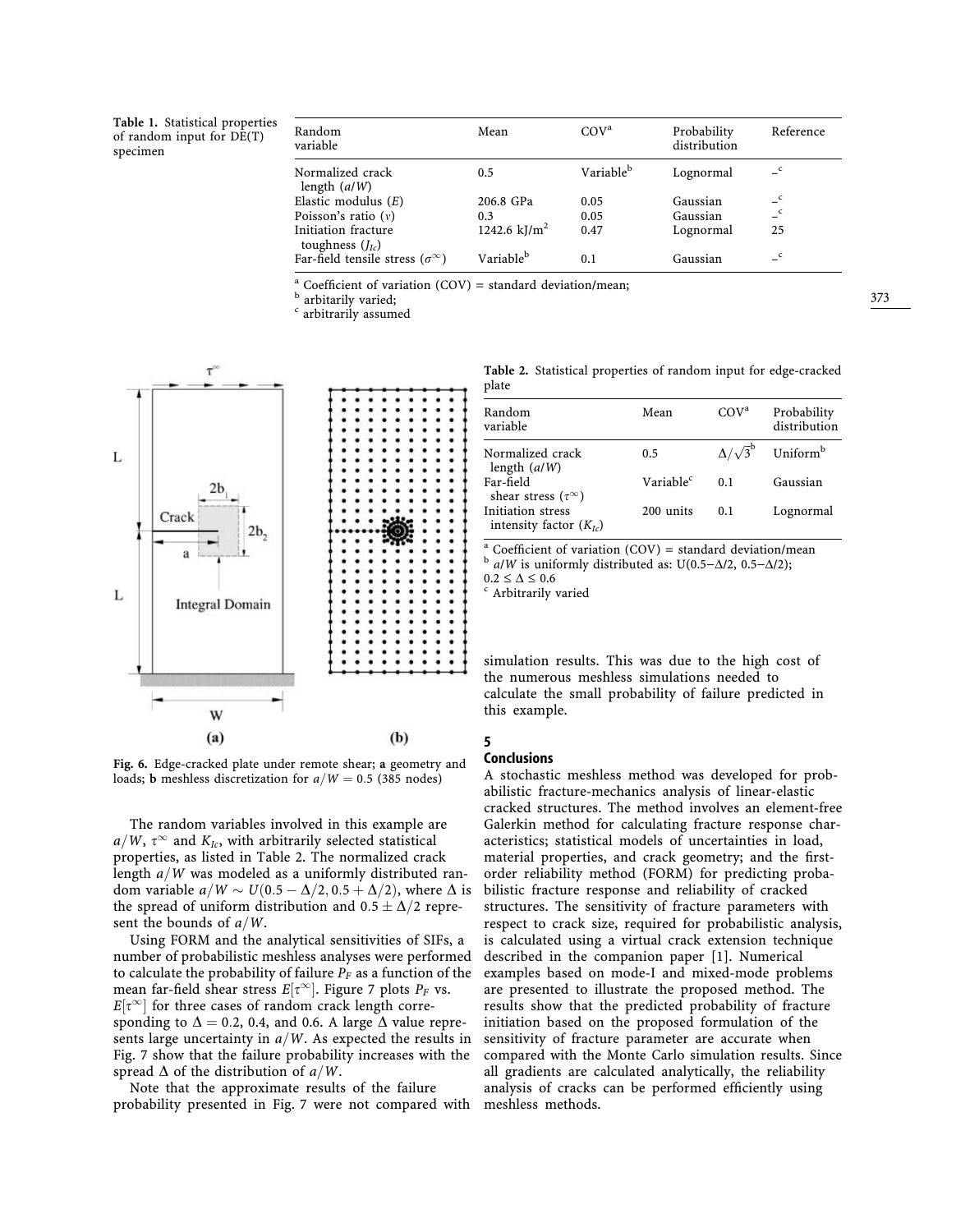**Table 1.** Statistical properties of random input for DE(T) specimen

| Random variable | Mean | COV[a] | Probability distribution | Reference |
|---|---|---|---|---|
| Normalized crack length ($a/W$) | 0.5 | Variable[b] | Lognormal | –[c] |
| Elastic modulus ($E$) | 206.8 GPa | 0.05 | Gaussian | –[c] |
| Poisson's ratio ($\nu$) | 0.3 | 0.05 | Gaussian | –[c] |
| Initiation fracture toughness ($J_{Ic}$) | 1242.6 kJ/m$^2$ | 0.47 | Lognormal | 25 |
| Far-field tensile stress ($\sigma^\infty$) | Variable[b] | 0.1 | Gaussian | –[c] |

[a] Coefficient of variation (COV) = standard deviation/mean;
[b] arbitarily varied;
[c] arbitrarily assumed

Fig. 6. Edge-cracked plate under remote shear; **a** geometry and loads; **b** meshless discretization for $a/W = 0.5$ (385 nodes)

**Table 2.** Statistical properties of random input for edge-cracked plate

| Random variable | Mean | COV[a] | Probability distribution |
|---|---|---|---|
| Normalized crack length ($a/W$) | 0.5 | $\Delta/\sqrt{3}^{b}$ | Uniform[b] |
| Far-field shear stress ($\tau^\infty$) | Variable[c] | 0.1 | Gaussian |
| Initiation stress intensity factor ($K_{Ic}$) | 200 units | 0.1 | Lognormal |

[a] Coefficient of variation (COV) = standard deviation/mean
[b] $a/W$ is uniformly distributed as: U(0.5−Δ/2, 0.5−Δ/2); $0.2 \le \Delta \le 0.6$
[c] Arbitrarily varied

The random variables involved in this example are $a/W$, $\tau^\infty$ and $K_{Ic}$, with arbitrarily selected statistical properties, as listed in Table 2. The normalized crack length $a/W$ was modeled as a uniformly distributed random variable $a/W \sim U(0.5 - \Delta/2, 0.5 + \Delta/2)$, where $\Delta$ is the spread of uniform distribution and $0.5 \pm \Delta/2$ represent the bounds of $a/W$.

Using FORM and the analytical sensitivities of SIFs, a number of probabilistic meshless analyses were performed to calculate the probability of failure $P_F$ as a function of the mean far-field shear stress $E[\tau^\infty]$. Figure 7 plots $P_F$ vs. $E[\tau^\infty]$ for three cases of random crack length corresponding to $\Delta = 0.2$, 0.4, and 0.6. A large $\Delta$ value represents large uncertainty in $a/W$. As expected the results in Fig. 7 show that the failure probability increases with the spread $\Delta$ of the distribution of $a/W$.

Note that the approximate results of the failure probability presented in Fig. 7 were not compared with simulation results. This was due to the high cost of the numerous meshless simulations needed to calculate the small probability of failure predicted in this example.

## 5
## Conclusions

A stochastic meshless method was developed for probabilistic fracture-mechanics analysis of linear-elastic cracked structures. The method involves an element-free Galerkin method for calculating fracture response characteristics; statistical models of uncertainties in load, material properties, and crack geometry; and the first-order reliability method (FORM) for predicting probabilistic fracture response and reliability of cracked structures. The sensitivity of fracture parameters with respect to crack size, required for probabilistic analysis, is calculated using a virtual crack extension technique described in the companion paper [1]. Numerical examples based on mode-I and mixed-mode problems are presented to illustrate the proposed method. The results show that the predicted probability of fracture initiation based on the proposed formulation of the sensitivity of fracture parameter are accurate when compared with the Monte Carlo simulation results. Since all gradients are calculated analytically, the reliability analysis of cracks can be performed efficiently using meshless methods.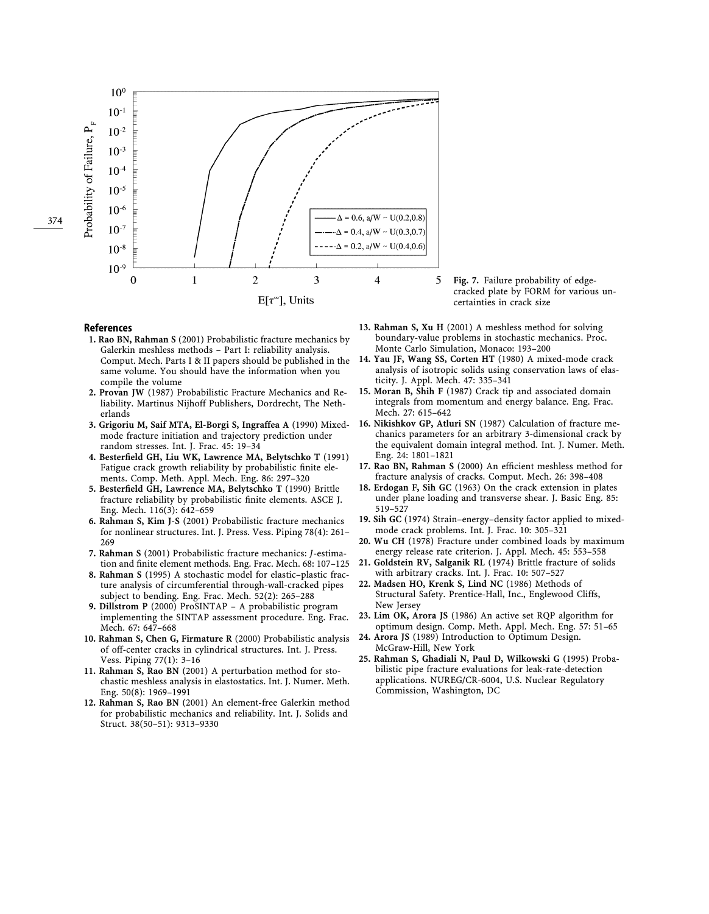$10^0$
$10^{-1}$
$10^{-2}$
$10^{-3}$
$10^{-4}$
$10^{-5}$
$10^{-6}$
$10^{-7}$
$10^{-8}$
$10^{-9}$

Probability of Failure, $P_F$

0 1 2 3 4 5

$E[\tau^\infty]$, Units

$\Delta$ = 0.6, a/W ~ U(0.2,0.8)
$\Delta$ = 0.4, a/W ~ U(0.3,0.7)
$\Delta$ = 0.2, a/W ~ U(0.4,0.6)

**Fig. 7.** Failure probability of edge-cracked plate by FORM for various uncertainties in crack size

## References

1. **Rao BN, Rahman S** (2001) Probabilistic fracture mechanics by Galerkin meshless methods – Part I: reliability analysis. Comput. Mech. Parts I & II papers should be published in the same volume. You should have the information when you compile the volume
2. **Provan JW** (1987) Probabilistic Fracture Mechanics and Reliability. Martinus Nijhoff Publishers, Dordrecht, The Netherlands
3. **Grigoriu M, Saif MTA, El-Borgi S, Ingraffea A** (1990) Mixed-mode fracture initiation and trajectory prediction under random stresses. Int. J. Frac. 45: 19–34
4. **Besterfield GH, Liu WK, Lawrence MA, Belytschko T** (1991) Fatigue crack growth reliability by probabilistic finite elements. Comp. Meth. Appl. Mech. Eng. 86: 297–320
5. **Besterfield GH, Lawrence MA, Belytschko T** (1990) Brittle fracture reliability by probabilistic finite elements. ASCE J. Eng. Mech. 116(3): 642–659
6. **Rahman S, Kim J-S** (2001) Probabilistic fracture mechanics for nonlinear structures. Int. J. Press. Vess. Piping 78(4): 261–269
7. **Rahman S** (2001) Probabilistic fracture mechanics: *J*-estimation and finite element methods. Eng. Frac. Mech. 68: 107–125
8. **Rahman S** (1995) A stochastic model for elastic–plastic fracture analysis of circumferential through-wall-cracked pipes subject to bending. Eng. Frac. Mech. 52(2): 265–288
9. **Dillstrom P** (2000) ProSINTAP – A probabilistic program implementing the SINTAP assessment procedure. Eng. Frac. Mech. 67: 647–668
10. **Rahman S, Chen G, Firmature R** (2000) Probabilistic analysis of off-center cracks in cylindrical structures. Int. J. Press. Vess. Piping 77(1): 3–16
11. **Rahman S, Rao BN** (2001) A perturbation method for stochastic meshless analysis in elastostatics. Int. J. Numer. Meth. Eng. 50(8): 1969–1991
12. **Rahman S, Rao BN** (2001) An element-free Galerkin method for probabilistic mechanics and reliability. Int. J. Solids and Struct. 38(50–51): 9313–9330
13. **Rahman S, Xu H** (2001) A meshless method for solving boundary-value problems in stochastic mechanics. Proc. Monte Carlo Simulation, Monaco: 193–200
14. **Yau JF, Wang SS, Corten HT** (1980) A mixed-mode crack analysis of isotropic solids using conservation laws of elasticity. J. Appl. Mech. 47: 335–341
15. **Moran B, Shih F** (1987) Crack tip and associated domain integrals from momentum and energy balance. Eng. Frac. Mech. 27: 615–642
16. **Nikishkov GP, Atluri SN** (1987) Calculation of fracture mechanics parameters for an arbitrary 3-dimensional crack by the equivalent domain integral method. Int. J. Numer. Meth. Eng. 24: 1801–1821
17. **Rao BN, Rahman S** (2000) An efficient meshless method for fracture analysis of cracks. Comput. Mech. 26: 398–408
18. **Erdogan F, Sih GC** (1963) On the crack extension in plates under plane loading and transverse shear. J. Basic Eng. 85: 519–527
19. **Sih GC** (1974) Strain–energy–density factor applied to mixed-mode crack problems. Int. J. Frac. 10: 305–321
20. **Wu CH** (1978) Fracture under combined loads by maximum energy release rate criterion. J. Appl. Mech. 45: 553–558
21. **Goldstein RV, Salganik RL** (1974) Brittle fracture of solids with arbitrary cracks. Int. J. Frac. 10: 507–527
22. **Madsen HO, Krenk S, Lind NC** (1986) Methods of Structural Safety. Prentice-Hall, Inc., Englewood Cliffs, New Jersey
23. **Lim OK, Arora JS** (1986) An active set RQP algorithm for optimum design. Comp. Meth. Appl. Mech. Eng. 57: 51–65
24. **Arora JS** (1989) Introduction to Optimum Design. McGraw-Hill, New York
25. **Rahman S, Ghadiali N, Paul D, Wilkowski G** (1995) Probabilistic pipe fracture evaluations for leak-rate-detection applications. NUREG/CR-6004, U.S. Nuclear Regulatory Commission, Washington, DC